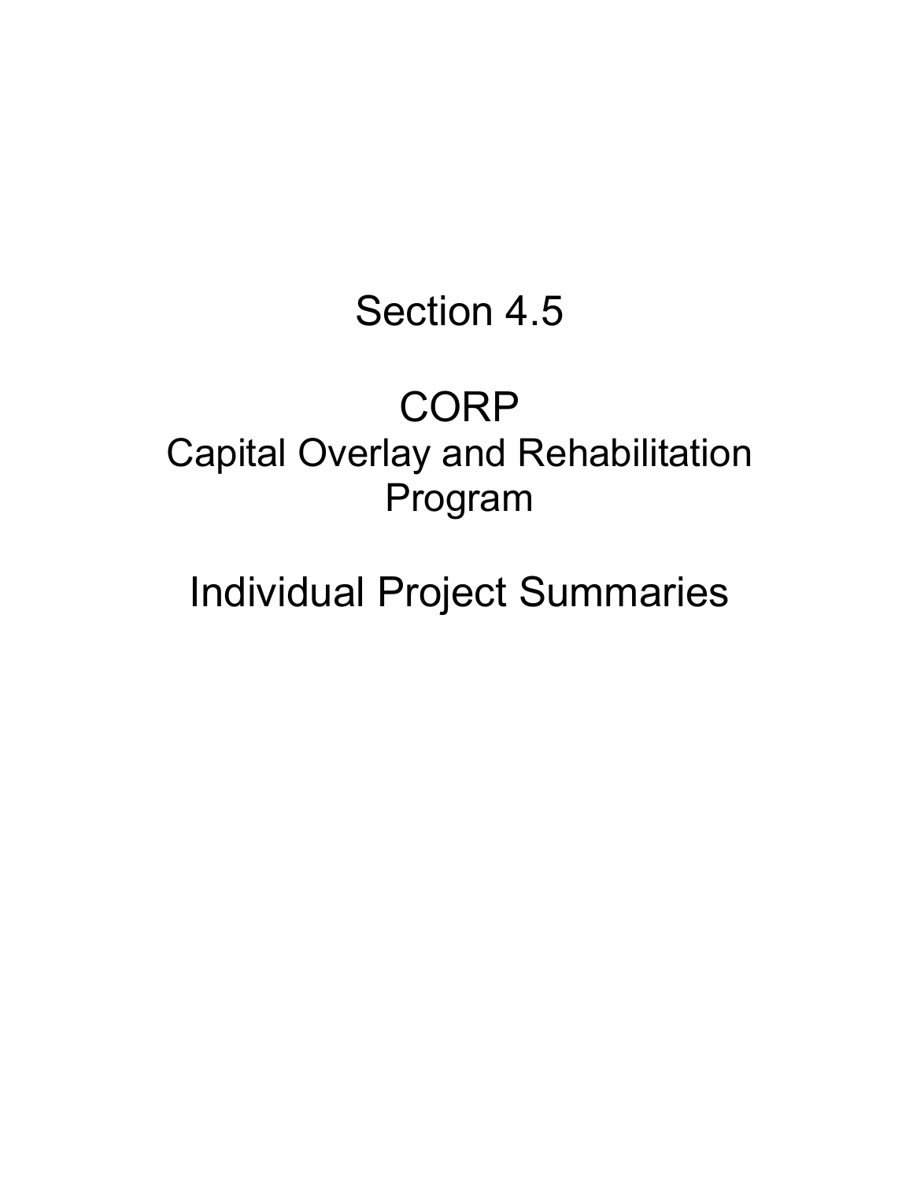# Section 4.5

# CORP

## Capital Overlay and Rehabilitation Program

# Individual Project Summaries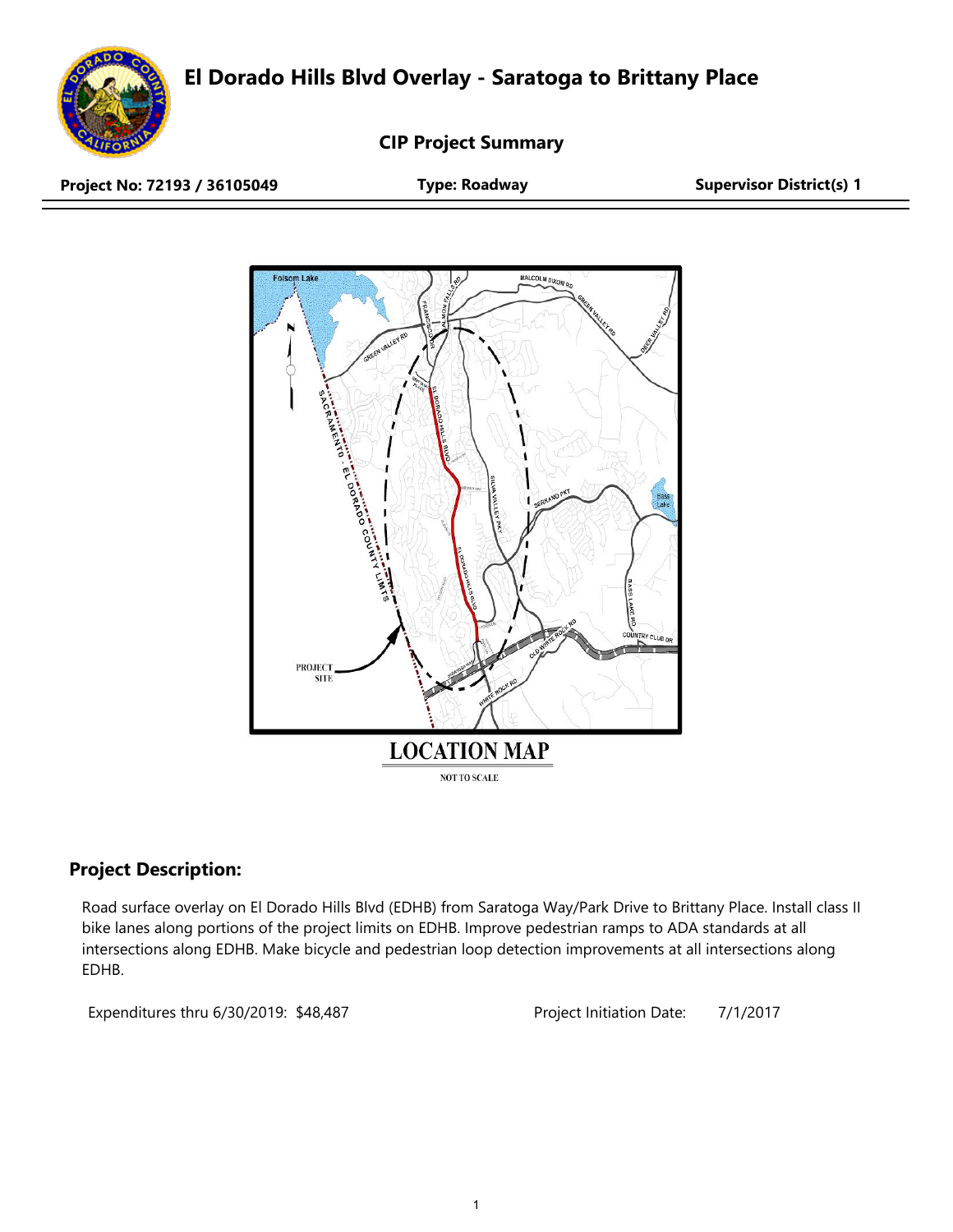# El Dorado Hills Blvd Overlay - Saratoga to Brittany Place

## CIP Project Summary

**Project No: 72193 / 36105049** | **Type: Roadway** | **Supervisor District(s) 1**

LOCATION MAP

NOT TO SCALE

## Project Description:

Road surface overlay on El Dorado Hills Blvd (EDHB) from Saratoga Way/Park Drive to Brittany Place. Install class II bike lanes along portions of the project limits on EDHB. Improve pedestrian ramps to ADA standards at all intersections along EDHB. Make bicycle and pedestrian loop detection improvements at all intersections along EDHB.

Expenditures thru 6/30/2019: $48,487

Project Initiation Date: 7/1/2017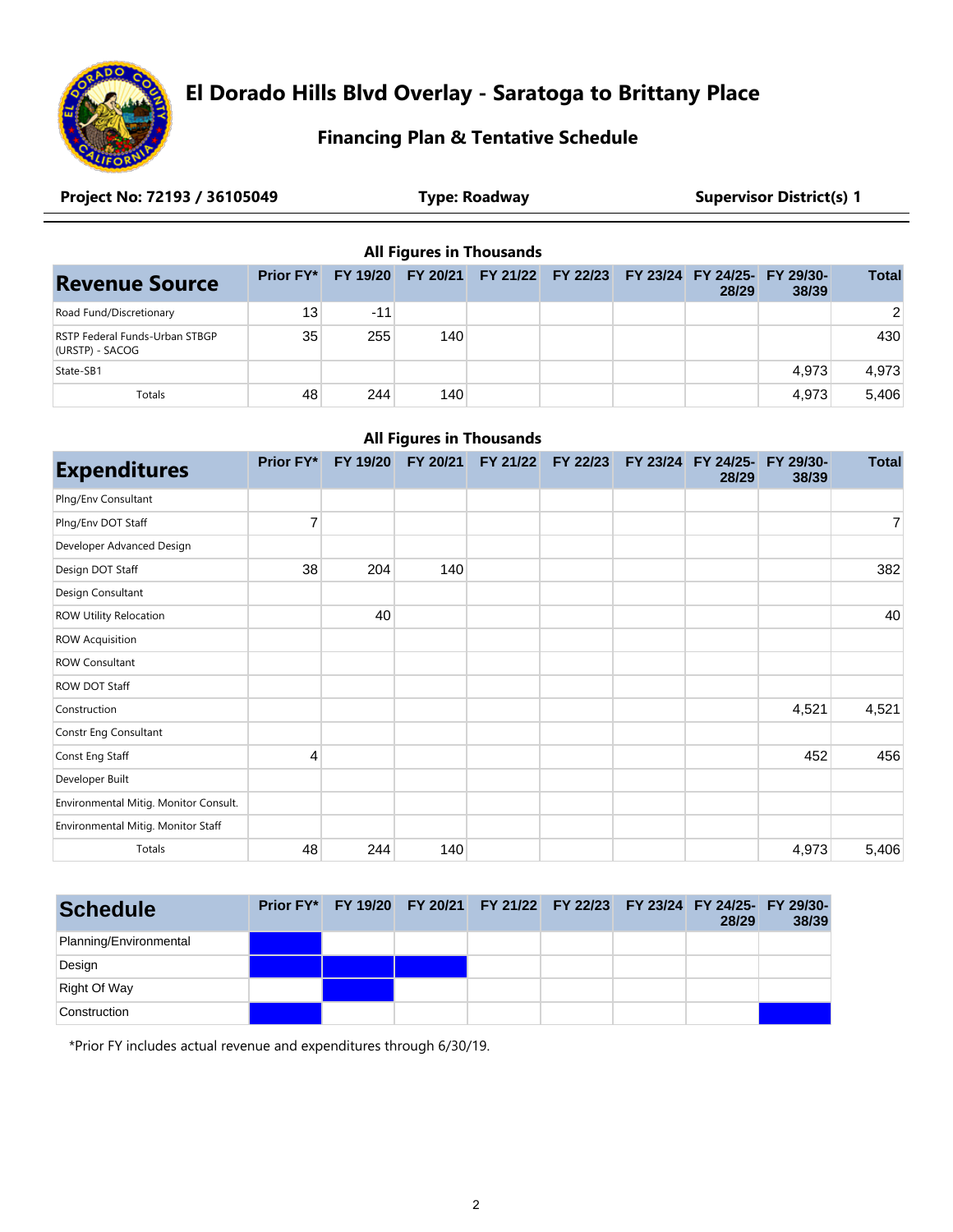# El Dorado Hills Blvd Overlay - Saratoga to Brittany Place

## Financing Plan & Tentative Schedule

**Project No: 72193 / 36105049** | **Type: Roadway** | **Supervisor District(s) 1**

**All Figures in Thousands**

| Revenue Source | Prior FY* | FY 19/20 | FY 20/21 | FY 21/22 | FY 22/23 | FY 23/24 | FY 24/25-28/29 | FY 29/30-38/39 | Total |
|---|---|---|---|---|---|---|---|---|---|
| Road Fund/Discretionary | 13 | -11 | | | | | | | 2 |
| RSTP Federal Funds-Urban STBGP (URSTP) - SACOG | 35 | 255 | 140 | | | | | | 430 |
| State-SB1 | | | | | | | | 4,973 | 4,973 |
| Totals | 48 | 244 | 140 | | | | | 4,973 | 5,406 |

**All Figures in Thousands**

| Expenditures | Prior FY* | FY 19/20 | FY 20/21 | FY 21/22 | FY 22/23 | FY 23/24 | FY 24/25-28/29 | FY 29/30-38/39 | Total |
|---|---|---|---|---|---|---|---|---|---|
| Plng/Env Consultant | | | | | | | | | |
| Plng/Env DOT Staff | 7 | | | | | | | | 7 |
| Developer Advanced Design | | | | | | | | | |
| Design DOT Staff | 38 | 204 | 140 | | | | | | 382 |
| Design Consultant | | | | | | | | | |
| ROW Utility Relocation | | 40 | | | | | | | 40 |
| ROW Acquisition | | | | | | | | | |
| ROW Consultant | | | | | | | | | |
| ROW DOT Staff | | | | | | | | | |
| Construction | | | | | | | | 4,521 | 4,521 |
| Constr Eng Consultant | | | | | | | | | |
| Const Eng Staff | 4 | | | | | | | 452 | 456 |
| Developer Built | | | | | | | | | |
| Environmental Mitig. Monitor Consult. | | | | | | | | | |
| Environmental Mitig. Monitor Staff | | | | | | | | | |
| Totals | 48 | 244 | 140 | | | | | 4,973 | 5,406 |

| Schedule | Prior FY* | FY 19/20 | FY 20/21 | FY 21/22 | FY 22/23 | FY 23/24 | FY 24/25-28/29 | FY 29/30-38/39 |
|---|---|---|---|---|---|---|---|---|
| Planning/Environmental | X | | | | | | | |
| Design | X | X | X | | | | | |
| Right Of Way | | X | | | | | | |
| Construction | X | | | | | | | X |

*Prior FY includes actual revenue and expenditures through 6/30/19.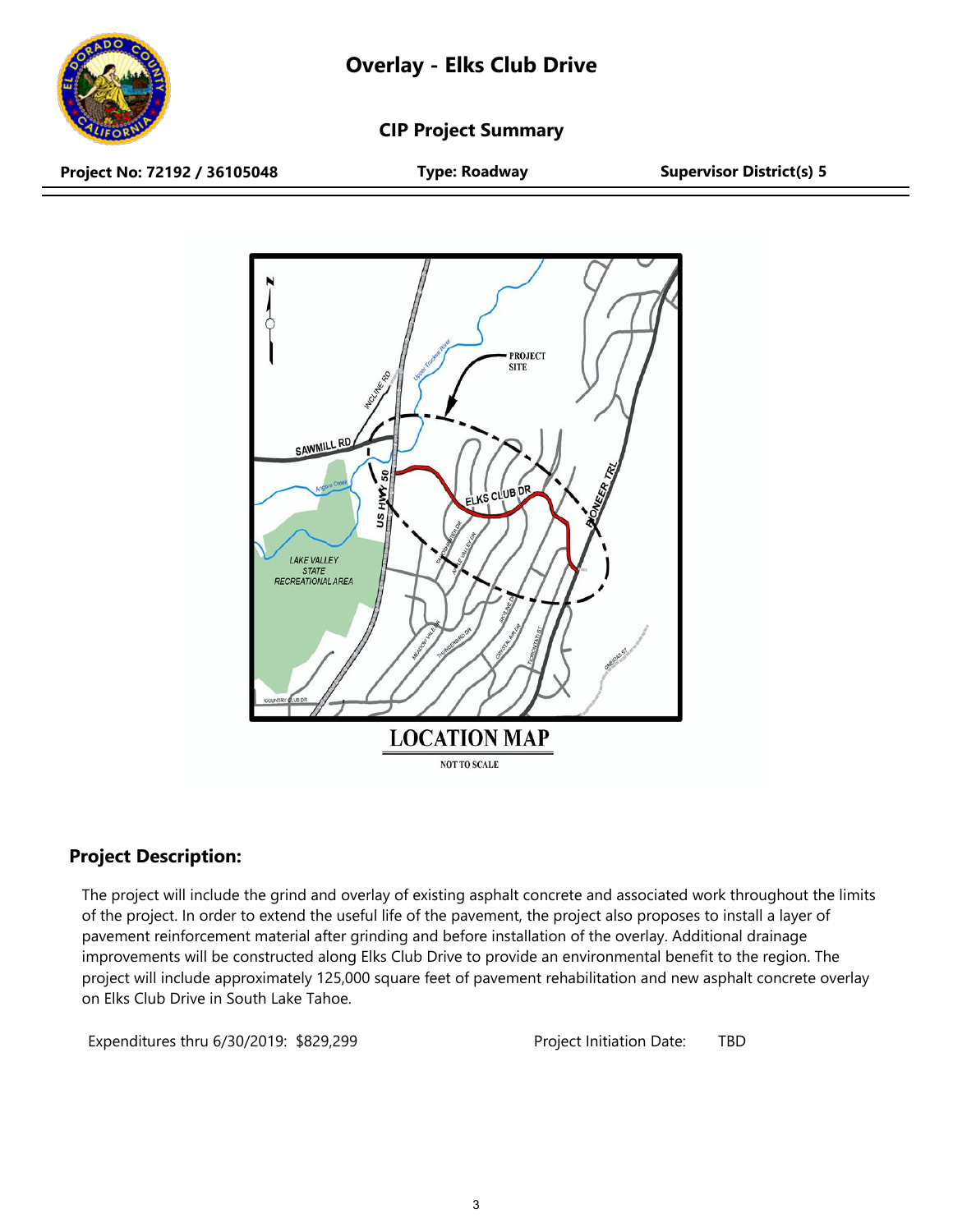# Overlay - Elks Club Drive

## CIP Project Summary

**Project No: 72192 / 36105048** | **Type: Roadway** | **Supervisor District(s) 5**

**LOCATION MAP**

NOT TO SCALE

## Project Description:

The project will include the grind and overlay of existing asphalt concrete and associated work throughout the limits of the project. In order to extend the useful life of the pavement, the project also proposes to install a layer of pavement reinforcement material after grinding and before installation of the overlay. Additional drainage improvements will be constructed along Elks Club Drive to provide an environmental benefit to the region. The project will include approximately 125,000 square feet of pavement rehabilitation and new asphalt concrete overlay on Elks Club Drive in South Lake Tahoe.

Expenditures thru 6/30/2019: $829,299

Project Initiation Date: TBD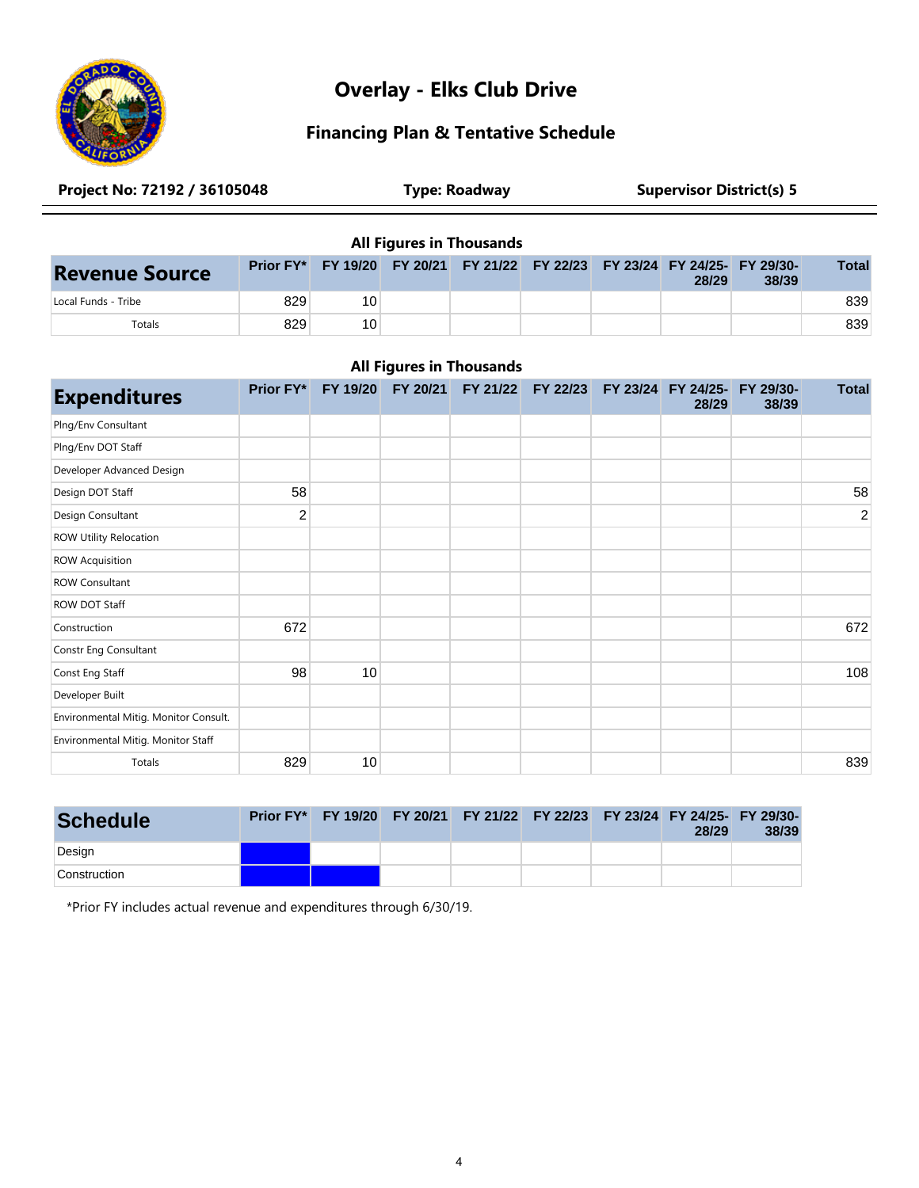# Overlay - Elks Club Drive

## Financing Plan & Tentative Schedule

**Project No: 72192 / 36105048** **Type: Roadway** **Supervisor District(s) 5**

**All Figures in Thousands**

| Revenue Source | Prior FY* | FY 19/20 | FY 20/21 | FY 21/22 | FY 22/23 | FY 23/24 | FY 24/25-28/29 | FY 29/30-38/39 | Total |
|---|---|---|---|---|---|---|---|---|---|
| Local Funds - Tribe | 829 | 10 | | | | | | | 839 |
| Totals | 829 | 10 | | | | | | | 839 |

**All Figures in Thousands**

| Expenditures | Prior FY* | FY 19/20 | FY 20/21 | FY 21/22 | FY 22/23 | FY 23/24 | FY 24/25-28/29 | FY 29/30-38/39 | Total |
|---|---|---|---|---|---|---|---|---|---|
| Plng/Env Consultant | | | | | | | | | |
| Plng/Env DOT Staff | | | | | | | | | |
| Developer Advanced Design | | | | | | | | | |
| Design DOT Staff | 58 | | | | | | | | 58 |
| Design Consultant | 2 | | | | | | | | 2 |
| ROW Utility Relocation | | | | | | | | | |
| ROW Acquisition | | | | | | | | | |
| ROW Consultant | | | | | | | | | |
| ROW DOT Staff | | | | | | | | | |
| Construction | 672 | | | | | | | | 672 |
| Constr Eng Consultant | | | | | | | | | |
| Const Eng Staff | 98 | 10 | | | | | | | 108 |
| Developer Built | | | | | | | | | |
| Environmental Mitig. Monitor Consult. | | | | | | | | | |
| Environmental Mitig. Monitor Staff | | | | | | | | | |
| Totals | 829 | 10 | | | | | | | 839 |

| Schedule | Prior FY* | FY 19/20 | FY 20/21 | FY 21/22 | FY 22/23 | FY 23/24 | FY 24/25-28/29 | FY 29/30-38/39 |
|---|---|---|---|---|---|---|---|---|
| Design | ■ | | | | | | | |
| Construction | ■ | ■ | | | | | | |

*Prior FY includes actual revenue and expenditures through 6/30/19.